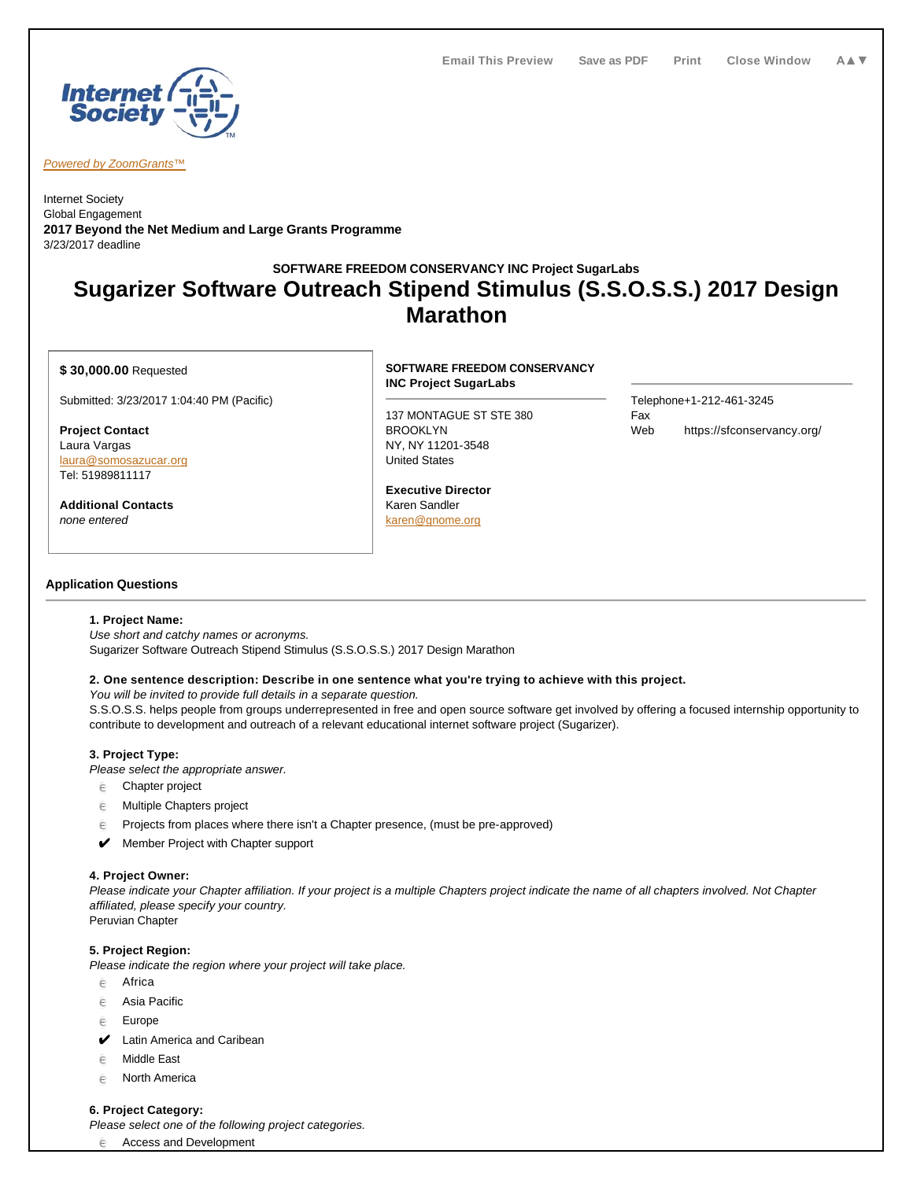Powered by ZoomGrants™

Internet Society
Global Engagement
**2017 Beyond the Net Medium and Large Grants Programme**
3/23/2017 deadline

**SOFTWARE FREEDOM CONSERVANCY INC Project SugarLabs**

# Sugarizer Software Outreach Stipend Stimulus (S.S.O.S.S.) 2017 Design Marathon

**$ 30,000.00** Requested

Submitted: 3/23/2017 1:04:40 PM (Pacific)

**Project Contact**
Laura Vargas
laura@somosazucar.org
Tel: 51989811117

**Additional Contacts**
*none entered*

**SOFTWARE FREEDOM CONSERVANCY INC Project SugarLabs**

137 MONTAGUE ST STE 380
BROOKLYN
NY, NY 11201-3548
United States

**Executive Director**
Karen Sandler
karen@gnome.org

Telephone+1-212-461-3245
Fax
Web https://sfconservancy.org/

## Application Questions

**1. Project Name:**
*Use short and catchy names or acronyms.*
Sugarizer Software Outreach Stipend Stimulus (S.S.O.S.S.) 2017 Design Marathon

**2. One sentence description: Describe in one sentence what you're trying to achieve with this project.**
*You will be invited to provide full details in a separate question.*
S.S.O.S.S. helps people from groups underrepresented in free and open source software get involved by offering a focused internship opportunity to contribute to development and outreach of a relevant educational internet software project (Sugarizer).

**3. Project Type:**
*Please select the appropriate answer.*
- ☐ Chapter project
- ☐ Multiple Chapters project
- ☐ Projects from places where there isn't a Chapter presence, (must be pre-approved)
- ✔ Member Project with Chapter support

**4. Project Owner:**
*Please indicate your Chapter affiliation. If your project is a multiple Chapters project indicate the name of all chapters involved. Not Chapter affiliated, please specify your country.*
Peruvian Chapter

**5. Project Region:**
*Please indicate the region where your project will take place.*
- ☐ Africa
- ☐ Asia Pacific
- ☐ Europe
- ✔ Latin America and Caribean
- ☐ Middle East
- ☐ North America

**6. Project Category:**
*Please select one of the following project categories.*
- ☐ Access and Development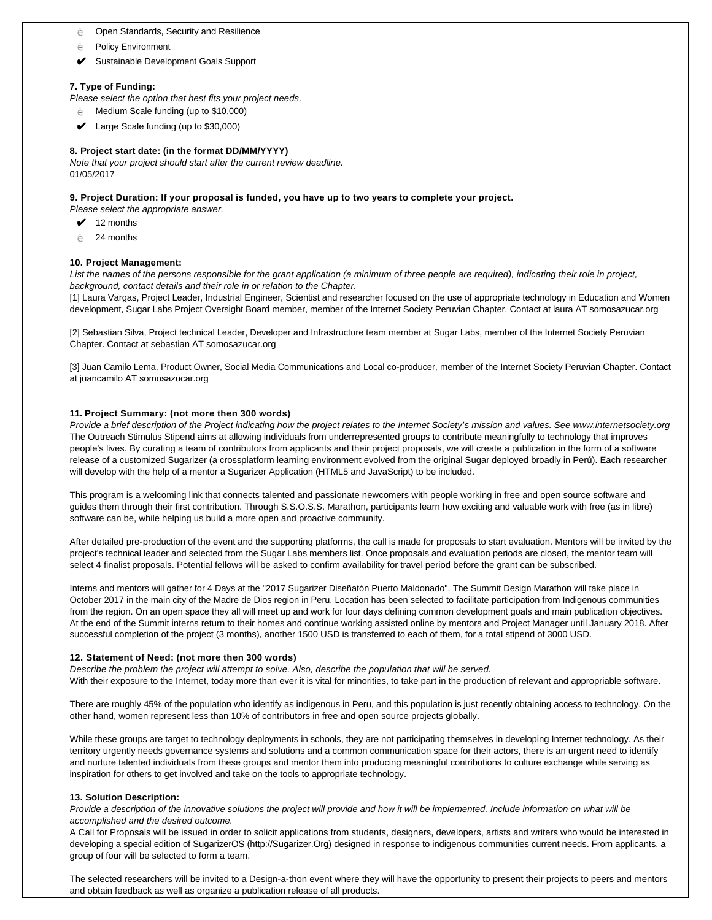- ⋲ Open Standards, Security and Resilience
- ⋲ Policy Environment
- ✔ Sustainable Development Goals Support

**7. Type of Funding:**
*Please select the option that best fits your project needs.*

- ⋲ Medium Scale funding (up to $10,000)
- ✔ Large Scale funding (up to $30,000)

**8. Project start date: (in the format DD/MM/YYYY)**
*Note that your project should start after the current review deadline.*
01/05/2017

**9. Project Duration: If your proposal is funded, you have up to two years to complete your project.**
*Please select the appropriate answer.*

- ✔ 12 months
- ⋲ 24 months

**10. Project Management:**
*List the names of the persons responsible for the grant application (a minimum of three people are required), indicating their role in project, background, contact details and their role in or relation to the Chapter.*
[1] Laura Vargas, Project Leader, Industrial Engineer, Scientist and researcher focused on the use of appropriate technology in Education and Women development, Sugar Labs Project Oversight Board member, member of the Internet Society Peruvian Chapter. Contact at laura AT somosazucar.org

[2] Sebastian Silva, Project technical Leader, Developer and Infrastructure team member at Sugar Labs, member of the Internet Society Peruvian Chapter. Contact at sebastian AT somosazucar.org

[3] Juan Camilo Lema, Product Owner, Social Media Communications and Local co-producer, member of the Internet Society Peruvian Chapter. Contact at juancamilo AT somosazucar.org

**11. Project Summary: (not more then 300 words)**
*Provide a brief description of the Project indicating how the project relates to the Internet Society's mission and values. See www.internetsociety.org*
The Outreach Stimulus Stipend aims at allowing individuals from underrepresented groups to contribute meaningfully to technology that improves people's lives. By curating a team of contributors from applicants and their project proposals, we will create a publication in the form of a software release of a customized Sugarizer (a crossplatform learning environment evolved from the original Sugar deployed broadly in Perú). Each researcher will develop with the help of a mentor a Sugarizer Application (HTML5 and JavaScript) to be included.

This program is a welcoming link that connects talented and passionate newcomers with people working in free and open source software and guides them through their first contribution. Through S.S.O.S.S. Marathon, participants learn how exciting and valuable work with free (as in libre) software can be, while helping us build a more open and proactive community.

After detailed pre-production of the event and the supporting platforms, the call is made for proposals to start evaluation. Mentors will be invited by the project's technical leader and selected from the Sugar Labs members list. Once proposals and evaluation periods are closed, the mentor team will select 4 finalist proposals. Potential fellows will be asked to confirm availability for travel period before the grant can be subscribed.

Interns and mentors will gather for 4 Days at the "2017 Sugarizer Diseñatón Puerto Maldonado". The Summit Design Marathon will take place in October 2017 in the main city of the Madre de Dios region in Peru. Location has been selected to facilitate participation from Indigenous communities from the region. On an open space they all will meet up and work for four days defining common development goals and main publication objectives. At the end of the Summit interns return to their homes and continue working assisted online by mentors and Project Manager until January 2018. After successful completion of the project (3 months), another 1500 USD is transferred to each of them, for a total stipend of 3000 USD.

**12. Statement of Need: (not more then 300 words)**
*Describe the problem the project will attempt to solve. Also, describe the population that will be served.*
With their exposure to the Internet, today more than ever it is vital for minorities, to take part in the production of relevant and appropriable software.

There are roughly 45% of the population who identify as indigenous in Peru, and this population is just recently obtaining access to technology. On the other hand, women represent less than 10% of contributors in free and open source projects globally.

While these groups are target to technology deployments in schools, they are not participating themselves in developing Internet technology. As their territory urgently needs governance systems and solutions and a common communication space for their actors, there is an urgent need to identify and nurture talented individuals from these groups and mentor them into producing meaningful contributions to culture exchange while serving as inspiration for others to get involved and take on the tools to appropriate technology.

**13. Solution Description:**
*Provide a description of the innovative solutions the project will provide and how it will be implemented. Include information on what will be accomplished and the desired outcome.*
A Call for Proposals will be issued in order to solicit applications from students, designers, developers, artists and writers who would be interested in developing a special edition of SugarizerOS (http://Sugarizer.Org) designed in response to indigenous communities current needs. From applicants, a group of four will be selected to form a team.

The selected researchers will be invited to a Design-a-thon event where they will have the opportunity to present their projects to peers and mentors and obtain feedback as well as organize a publication release of all products.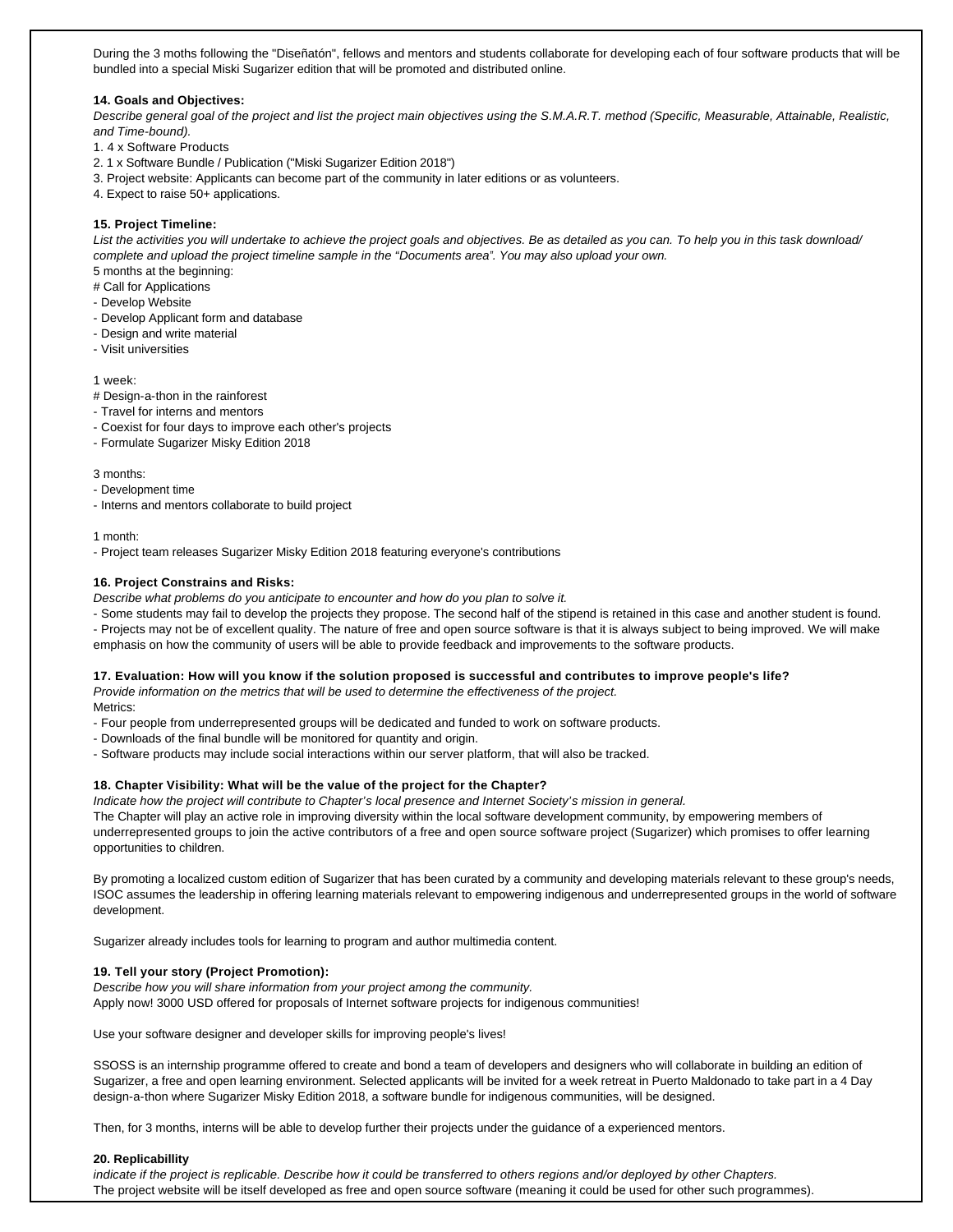During the 3 moths following the "Diseñatón", fellows and mentors and students collaborate for developing each of four software products that will be bundled into a special Miski Sugarizer edition that will be promoted and distributed online.

**14. Goals and Objectives:**

*Describe general goal of the project and list the project main objectives using the S.M.A.R.T. method (Specific, Measurable, Attainable, Realistic, and Time-bound).*

1. 4 x Software Products
2. 1 x Software Bundle / Publication ("Miski Sugarizer Edition 2018")
3. Project website: Applicants can become part of the community in later editions or as volunteers.
4. Expect to raise 50+ applications.

**15. Project Timeline:**

*List the activities you will undertake to achieve the project goals and objectives. Be as detailed as you can. To help you in this task download/ complete and upload the project timeline sample in the "Documents area". You may also upload your own.*

5 months at the beginning:

# Call for Applications
- Develop Website
- Develop Applicant form and database
- Design and write material
- Visit universities

1 week:

# Design-a-thon in the rainforest
- Travel for interns and mentors
- Coexist for four days to improve each other's projects
- Formulate Sugarizer Misky Edition 2018

3 months:
- Development time
- Interns and mentors collaborate to build project

1 month:
- Project team releases Sugarizer Misky Edition 2018 featuring everyone's contributions

**16. Project Constrains and Risks:**

*Describe what problems do you anticipate to encounter and how do you plan to solve it.*

- Some students may fail to develop the projects they propose. The second half of the stipend is retained in this case and another student is found.
- Projects may not be of excellent quality. The nature of free and open source software is that it is always subject to being improved. We will make emphasis on how the community of users will be able to provide feedback and improvements to the software products.

**17. Evaluation: How will you know if the solution proposed is successful and contributes to improve people's life?**

*Provide information on the metrics that will be used to determine the effectiveness of the project.*

Metrics:
- Four people from underrepresented groups will be dedicated and funded to work on software products.
- Downloads of the final bundle will be monitored for quantity and origin.
- Software products may include social interactions within our server platform, that will also be tracked.

**18. Chapter Visibility: What will be the value of the project for the Chapter?**

*Indicate how the project will contribute to Chapter's local presence and Internet Society's mission in general.*

The Chapter will play an active role in improving diversity within the local software development community, by empowering members of underrepresented groups to join the active contributors of a free and open source software project (Sugarizer) which promises to offer learning opportunities to children.

By promoting a localized custom edition of Sugarizer that has been curated by a community and developing materials relevant to these group's needs, ISOC assumes the leadership in offering learning materials relevant to empowering indigenous and underrepresented groups in the world of software development.

Sugarizer already includes tools for learning to program and author multimedia content.

**19. Tell your story (Project Promotion):**

*Describe how you will share information from your project among the community.*

Apply now! 3000 USD offered for proposals of Internet software projects for indigenous communities!

Use your software designer and developer skills for improving people's lives!

SSOSS is an internship programme offered to create and bond a team of developers and designers who will collaborate in building an edition of Sugarizer, a free and open learning environment. Selected applicants will be invited for a week retreat in Puerto Maldonado to take part in a 4 Day design-a-thon where Sugarizer Misky Edition 2018, a software bundle for indigenous communities, will be designed.

Then, for 3 months, interns will be able to develop further their projects under the guidance of a experienced mentors.

**20. Replicabillity**

*indicate if the project is replicable. Describe how it could be transferred to others regions and/or deployed by other Chapters.*

The project website will be itself developed as free and open source software (meaning it could be used for other such programmes).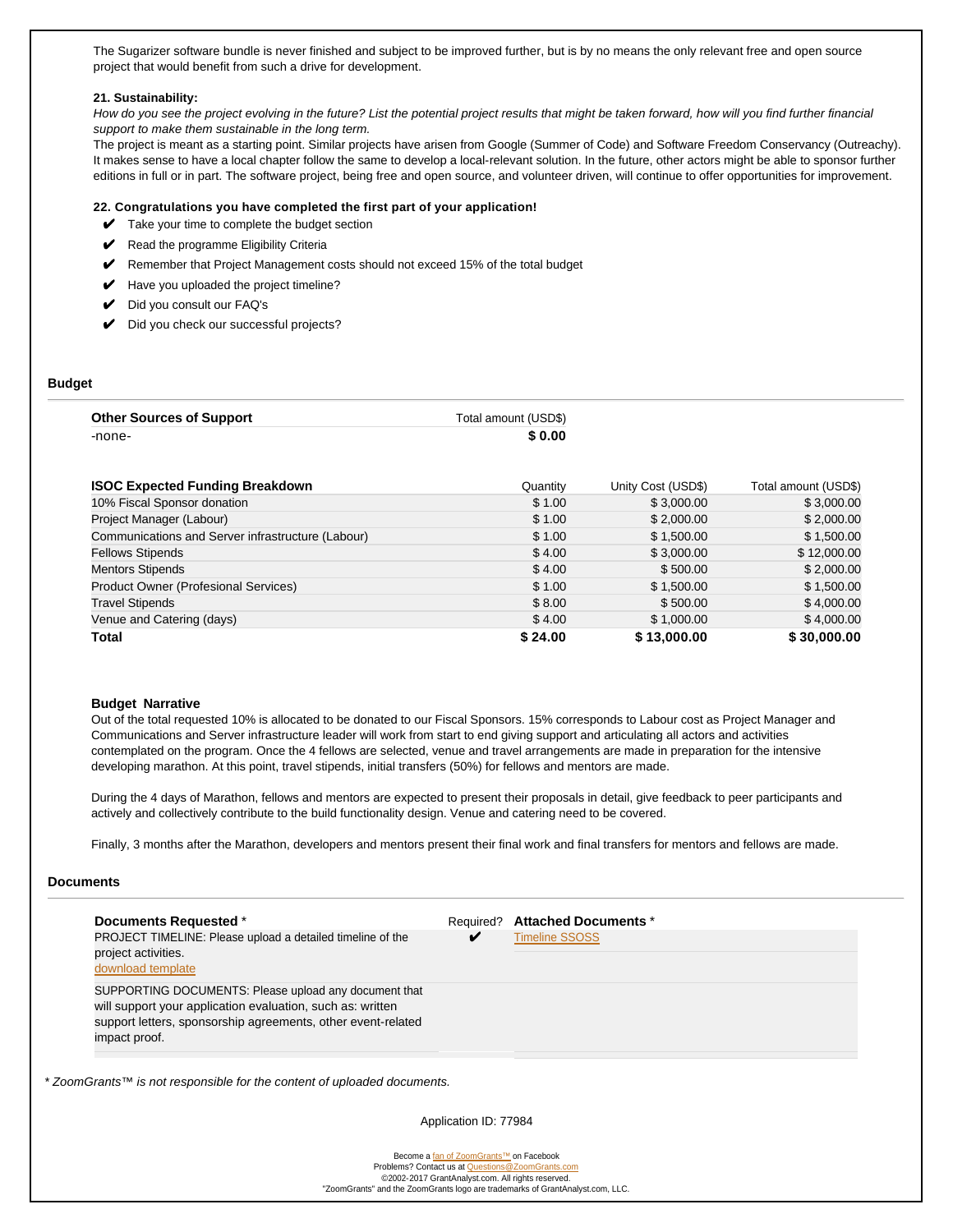The Sugarizer software bundle is never finished and subject to be improved further, but is by no means the only relevant free and open source project that would benefit from such a drive for development.

**21. Sustainability:**

*How do you see the project evolving in the future? List the potential project results that might be taken forward, how will you find further financial support to make them sustainable in the long term.*

The project is meant as a starting point. Similar projects have arisen from Google (Summer of Code) and Software Freedom Conservancy (Outreachy). It makes sense to have a local chapter follow the same to develop a local-relevant solution. In the future, other actors might be able to sponsor further editions in full or in part. The software project, being free and open source, and volunteer driven, will continue to offer opportunities for improvement.

**22. Congratulations you have completed the first part of your application!**

- ✔ Take your time to complete the budget section
- ✔ Read the programme Eligibility Criteria
- ✔ Remember that Project Management costs should not exceed 15% of the total budget
- ✔ Have you uploaded the project timeline?
- ✔ Did you consult our FAQ's
- ✔ Did you check our successful projects?

## Budget

| Other Sources of Support | Total amount (USD$) |
|---|---|
| -none- | **$ 0.00** |

| ISOC Expected Funding Breakdown | Quantity | Unity Cost (USD$) | Total amount (USD$) |
|---|---|---|---|
| 10% Fiscal Sponsor donation | $ 1.00 | $ 3,000.00 | $ 3,000.00 |
| Project Manager (Labour) | $ 1.00 | $ 2,000.00 | $ 2,000.00 |
| Communications and Server infrastructure (Labour) | $ 1.00 | $ 1,500.00 | $ 1,500.00 |
| Fellows Stipends | $ 4.00 | $ 3,000.00 | $ 12,000.00 |
| Mentors Stipends | $ 4.00 | $ 500.00 | $ 2,000.00 |
| Product Owner (Profesional Services) | $ 1.00 | $ 1,500.00 | $ 1,500.00 |
| Travel Stipends | $ 8.00 | $ 500.00 | $ 4,000.00 |
| Venue and Catering (days) | $ 4.00 | $ 1,000.00 | $ 4,000.00 |
| **Total** | **$ 24.00** | **$ 13,000.00** | **$ 30,000.00** |

**Budget Narrative**

Out of the total requested 10% is allocated to be donated to our Fiscal Sponsors. 15% corresponds to Labour cost as Project Manager and Communications and Server infrastructure leader will work from start to end giving support and articulating all actors and activities contemplated on the program. Once the 4 fellows are selected, venue and travel arrangements are made in preparation for the intensive developing marathon. At this point, travel stipends, initial transfers (50%) for fellows and mentors are made.

During the 4 days of Marathon, fellows and mentors are expected to present their proposals in detail, give feedback to peer participants and actively and collectively contribute to the build functionality design. Venue and catering need to be covered.

Finally, 3 months after the Marathon, developers and mentors present their final work and final transfers for mentors and fellows are made.

## Documents

| Documents Requested * | Required? | Attached Documents * |
|---|---|---|
| PROJECT TIMELINE: Please upload a detailed timeline of the project activities. download template | ✔ | Timeline SSOSS |
| SUPPORTING DOCUMENTS: Please upload any document that will support your application evaluation, such as: written support letters, sponsorship agreements, other event-related impact proof. | | |

*\* ZoomGrants™ is not responsible for the content of uploaded documents.*

Application ID: 77984

Become a fan of ZoomGrants™ on Facebook
Problems? Contact us at Questions@ZoomGrants.com
©2002-2017 GrantAnalyst.com. All rights reserved.
"ZoomGrants" and the ZoomGrants logo are trademarks of GrantAnalyst.com, LLC.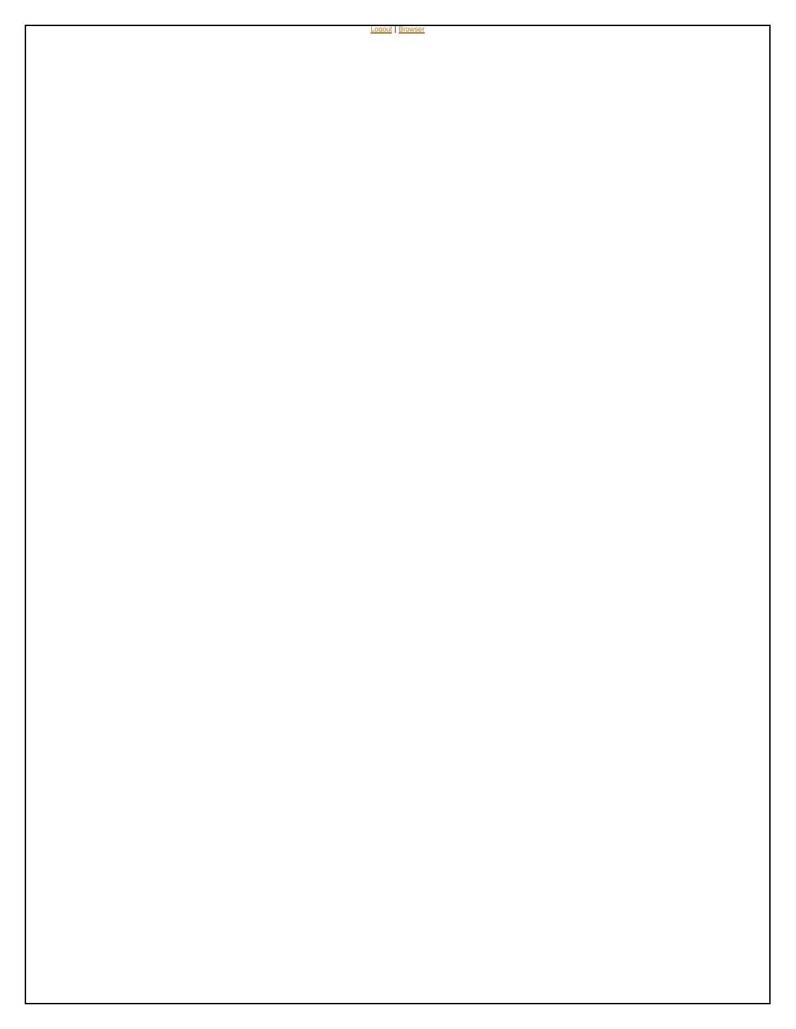Logout | Browser